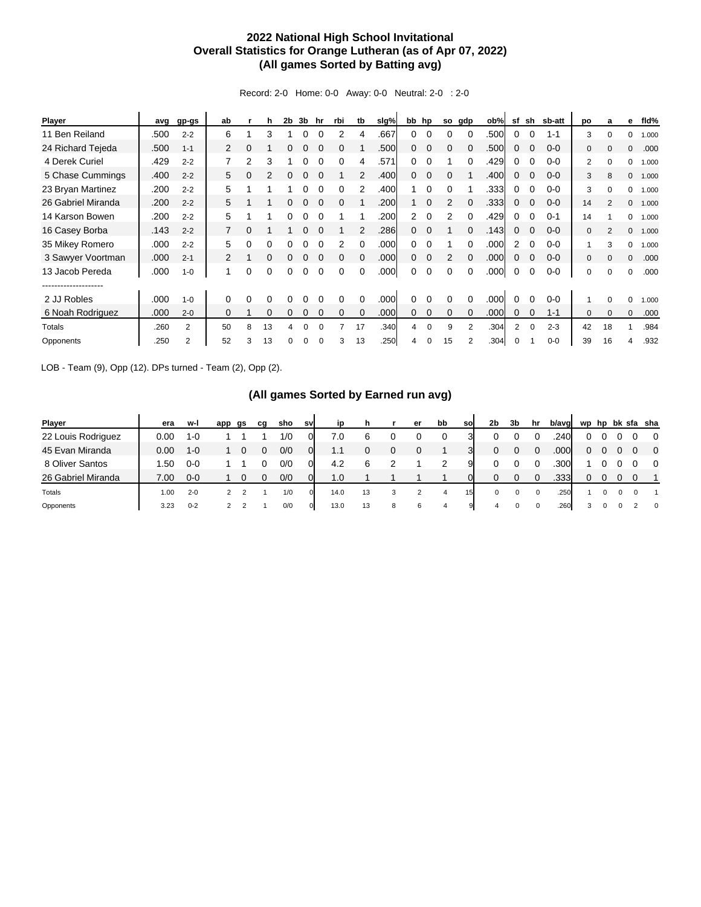# 2022 National High School Invitational
## Overall Statistics for Orange Lutheran (as of Apr 07, 2022)
## (All games Sorted by Batting avg)

Record: 2-0 Home: 0-0 Away: 0-0 Neutral: 2-0 : 2-0

| Player | avg | gp-gs | ab | r | h | 2b | 3b | hr | rbi | tb | slg% | bb | hp | so | gdp | ob% | sf | sh | sb-att | po | a | e | fld% |
|---|---|---|---|---|---|---|---|---|---|---|---|---|---|---|---|---|---|---|---|---|---|---|---|
| 11 Ben Reiland | .500 | 2-2 | 6 | 1 | 3 | 1 | 0 | 0 | 2 | 4 | .667 | 0 | 0 | 0 | 0 | .500 | 0 | 0 | 1-1 | 3 | 0 | 0 | 1.000 |
| 24 Richard Tejeda | .500 | 1-1 | 2 | 0 | 1 | 0 | 0 | 0 | 0 | 1 | .500 | 0 | 0 | 0 | 0 | .500 | 0 | 0 | 0-0 | 0 | 0 | 0 | .000 |
| 4 Derek Curiel | .429 | 2-2 | 7 | 2 | 3 | 1 | 0 | 0 | 0 | 4 | .571 | 0 | 0 | 1 | 0 | .429 | 0 | 0 | 0-0 | 2 | 0 | 0 | 1.000 |
| 5 Chase Cummings | .400 | 2-2 | 5 | 0 | 2 | 0 | 0 | 0 | 1 | 2 | .400 | 0 | 0 | 0 | 1 | .400 | 0 | 0 | 0-0 | 3 | 8 | 0 | 1.000 |
| 23 Bryan Martinez | .200 | 2-2 | 5 | 1 | 1 | 1 | 0 | 0 | 0 | 2 | .400 | 1 | 0 | 0 | 1 | .333 | 0 | 0 | 0-0 | 3 | 0 | 0 | 1.000 |
| 26 Gabriel Miranda | .200 | 2-2 | 5 | 1 | 1 | 0 | 0 | 0 | 0 | 1 | .200 | 1 | 0 | 2 | 0 | .333 | 0 | 0 | 0-0 | 14 | 2 | 0 | 1.000 |
| 14 Karson Bowen | .200 | 2-2 | 5 | 1 | 1 | 0 | 0 | 0 | 1 | 1 | .200 | 2 | 0 | 2 | 0 | .429 | 0 | 0 | 0-1 | 14 | 1 | 0 | 1.000 |
| 16 Casey Borba | .143 | 2-2 | 7 | 0 | 1 | 1 | 0 | 0 | 1 | 2 | .286 | 0 | 0 | 1 | 0 | .143 | 0 | 0 | 0-0 | 0 | 2 | 0 | 1.000 |
| 35 Mikey Romero | .000 | 2-2 | 5 | 0 | 0 | 0 | 0 | 0 | 2 | 0 | .000 | 0 | 0 | 1 | 0 | .000 | 2 | 0 | 0-0 | 1 | 3 | 0 | 1.000 |
| 3 Sawyer Voortman | .000 | 2-1 | 2 | 1 | 0 | 0 | 0 | 0 | 0 | 0 | .000 | 0 | 0 | 2 | 0 | .000 | 0 | 0 | 0-0 | 0 | 0 | 0 | .000 |
| 13 Jacob Pereda | .000 | 1-0 | 1 | 0 | 0 | 0 | 0 | 0 | 0 | 0 | .000 | 0 | 0 | 0 | 0 | .000 | 0 | 0 | 0-0 | 0 | 0 | 0 | .000 |
| -------------------- | | | | | | | | | | | | | | | | | | | | | | | |
| 2 JJ Robles | .000 | 1-0 | 0 | 0 | 0 | 0 | 0 | 0 | 0 | 0 | .000 | 0 | 0 | 0 | 0 | .000 | 0 | 0 | 0-0 | 1 | 0 | 0 | 1.000 |
| 6 Noah Rodriguez | .000 | 2-0 | 0 | 1 | 0 | 0 | 0 | 0 | 0 | 0 | .000 | 0 | 0 | 0 | 0 | .000 | 0 | 0 | 1-1 | 0 | 0 | 0 | .000 |
| Totals | .260 | 2 | 50 | 8 | 13 | 4 | 0 | 0 | 7 | 17 | .340 | 4 | 0 | 9 | 2 | .304 | 2 | 0 | 2-3 | 42 | 18 | 1 | .984 |
| Opponents | .250 | 2 | 52 | 3 | 13 | 0 | 0 | 0 | 3 | 13 | .250 | 4 | 0 | 15 | 2 | .304 | 0 | 1 | 0-0 | 39 | 16 | 4 | .932 |

LOB - Team (9), Opp (12). DPs turned - Team (2), Opp (2).

## (All games Sorted by Earned run avg)

| Player | era | w-l | app | gs | cg | sho | sv | ip | h | r | er | bb | so | 2b | 3b | hr | b/avg | wp | hp | bk | sfa | sha |
|---|---|---|---|---|---|---|---|---|---|---|---|---|---|---|---|---|---|---|---|---|---|---|
| 22 Louis Rodriguez | 0.00 | 1-0 | 1 | 1 | 1 | 1/0 | 0 | 7.0 | 6 | 0 | 0 | 0 | 3 | 0 | 0 | 0 | .240 | 0 | 0 | 0 | 0 | 0 |
| 45 Evan Miranda | 0.00 | 1-0 | 1 | 0 | 0 | 0/0 | 0 | 1.1 | 0 | 0 | 0 | 1 | 3 | 0 | 0 | 0 | .000 | 0 | 0 | 0 | 0 | 0 |
| 8 Oliver Santos | 1.50 | 0-0 | 1 | 1 | 0 | 0/0 | 0 | 4.2 | 6 | 2 | 1 | 2 | 9 | 0 | 0 | 0 | .300 | 1 | 0 | 0 | 0 | 0 |
| 26 Gabriel Miranda | 7.00 | 0-0 | 1 | 0 | 0 | 0/0 | 0 | 1.0 | 1 | 1 | 1 | 1 | 0 | 0 | 0 | 0 | .333 | 0 | 0 | 0 | 0 | 1 |
| Totals | 1.00 | 2-0 | 2 | 2 | 1 | 1/0 | 0 | 14.0 | 13 | 3 | 2 | 4 | 15 | 0 | 0 | 0 | .250 | 1 | 0 | 0 | 0 | 1 |
| Opponents | 3.23 | 0-2 | 2 | 2 | 1 | 0/0 | 0 | 13.0 | 13 | 8 | 6 | 4 | 9 | 4 | 0 | 0 | .260 | 3 | 0 | 0 | 2 | 0 |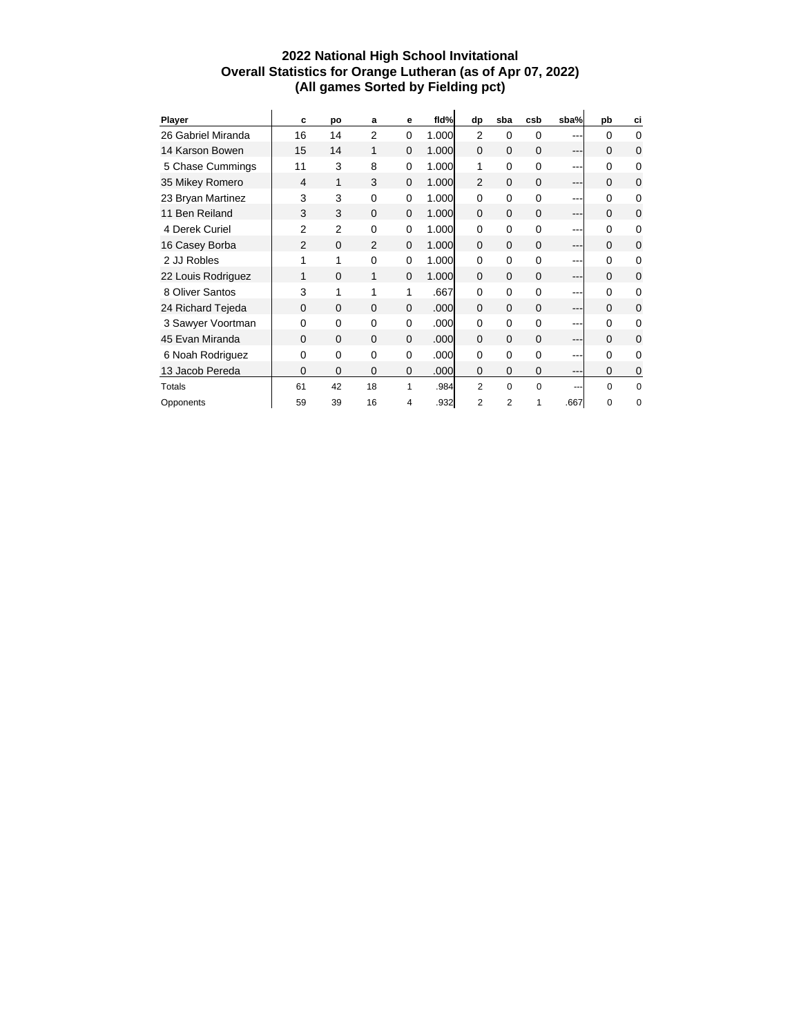# 2022 National High School Invitational
## Overall Statistics for Orange Lutheran (as of Apr 07, 2022)
## (All games Sorted by Fielding pct)

| Player | c | po | a | e | fld% | dp | sba | csb | sba% | pb | ci |
|---|---|---|---|---|---|---|---|---|---|---|---|
| 26 Gabriel Miranda | 16 | 14 | 2 | 0 | 1.000 | 2 | 0 | 0 | --- | 0 | 0 |
| 14 Karson Bowen | 15 | 14 | 1 | 0 | 1.000 | 0 | 0 | 0 | --- | 0 | 0 |
| 5 Chase Cummings | 11 | 3 | 8 | 0 | 1.000 | 1 | 0 | 0 | --- | 0 | 0 |
| 35 Mikey Romero | 4 | 1 | 3 | 0 | 1.000 | 2 | 0 | 0 | --- | 0 | 0 |
| 23 Bryan Martinez | 3 | 3 | 0 | 0 | 1.000 | 0 | 0 | 0 | --- | 0 | 0 |
| 11 Ben Reiland | 3 | 3 | 0 | 0 | 1.000 | 0 | 0 | 0 | --- | 0 | 0 |
| 4 Derek Curiel | 2 | 2 | 0 | 0 | 1.000 | 0 | 0 | 0 | --- | 0 | 0 |
| 16 Casey Borba | 2 | 0 | 2 | 0 | 1.000 | 0 | 0 | 0 | --- | 0 | 0 |
| 2 JJ Robles | 1 | 1 | 0 | 0 | 1.000 | 0 | 0 | 0 | --- | 0 | 0 |
| 22 Louis Rodriguez | 1 | 0 | 1 | 0 | 1.000 | 0 | 0 | 0 | --- | 0 | 0 |
| 8 Oliver Santos | 3 | 1 | 1 | 1 | .667 | 0 | 0 | 0 | --- | 0 | 0 |
| 24 Richard Tejeda | 0 | 0 | 0 | 0 | .000 | 0 | 0 | 0 | --- | 0 | 0 |
| 3 Sawyer Voortman | 0 | 0 | 0 | 0 | .000 | 0 | 0 | 0 | --- | 0 | 0 |
| 45 Evan Miranda | 0 | 0 | 0 | 0 | .000 | 0 | 0 | 0 | --- | 0 | 0 |
| 6 Noah Rodriguez | 0 | 0 | 0 | 0 | .000 | 0 | 0 | 0 | --- | 0 | 0 |
| 13 Jacob Pereda | 0 | 0 | 0 | 0 | .000 | 0 | 0 | 0 | --- | 0 | 0 |
| Totals | 61 | 42 | 18 | 1 | .984 | 2 | 0 | 0 | --- | 0 | 0 |
| Opponents | 59 | 39 | 16 | 4 | .932 | 2 | 2 | 1 | .667 | 0 | 0 |